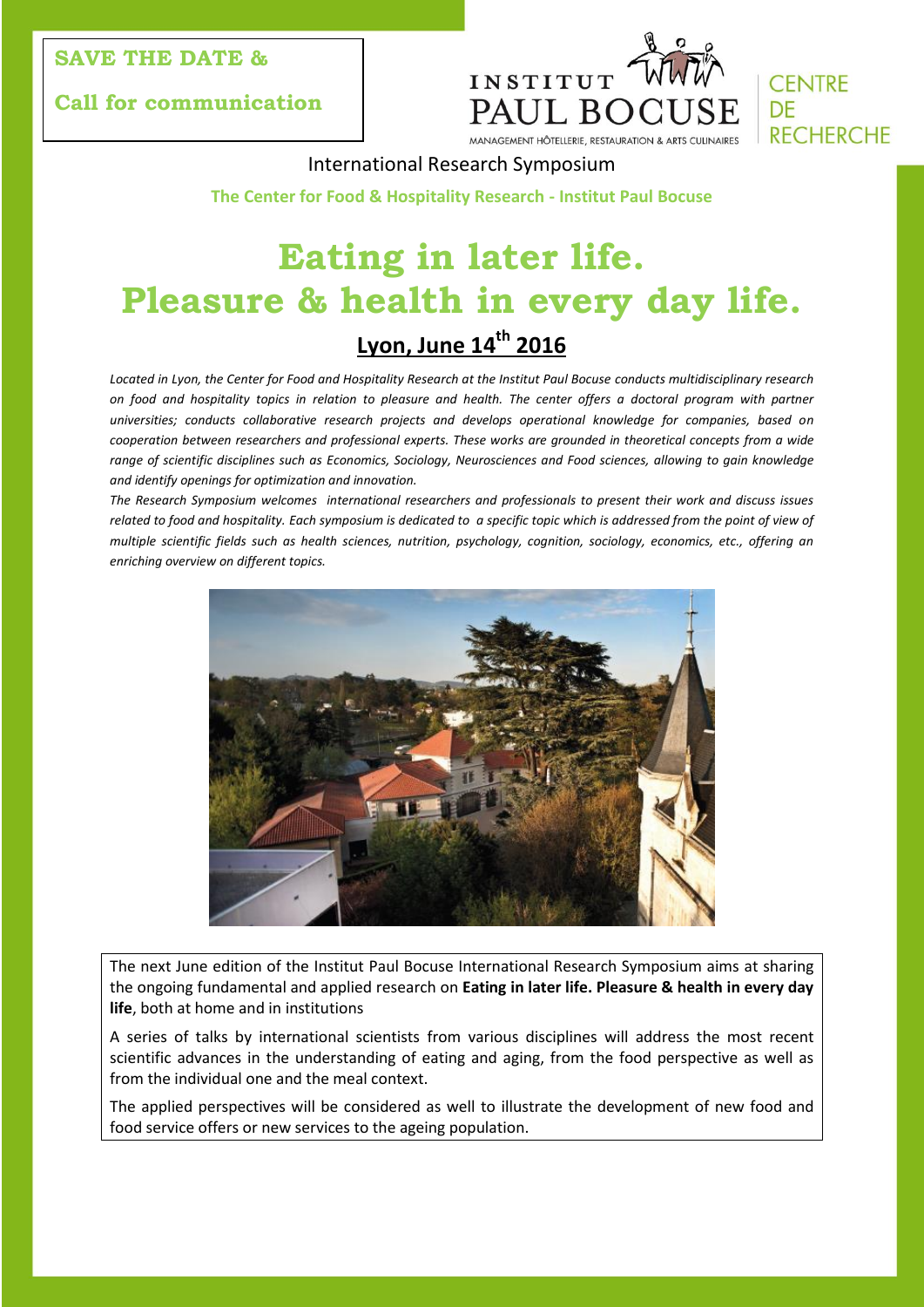**SAVE THE DATE &**

**Call for communication**

INSTITUT PAUL BOCUSE
MANAGEMENT HÔTELLERIE, RESTAURATION & ARTS CULINAIRES

CENTRE DE RECHERCHE

International Research Symposium

**The Center for Food & Hospitality Research - Institut Paul Bocuse**

# Eating in later life. Pleasure & health in every day life.

## Lyon, June 14th 2016

*Located in Lyon, the Center for Food and Hospitality Research at the Institut Paul Bocuse conducts multidisciplinary research on food and hospitality topics in relation to pleasure and health. The center offers a doctoral program with partner universities; conducts collaborative research projects and develops operational knowledge for companies, based on cooperation between researchers and professional experts. These works are grounded in theoretical concepts from a wide range of scientific disciplines such as Economics, Sociology, Neurosciences and Food sciences, allowing to gain knowledge and identify openings for optimization and innovation.*

*The Research Symposium welcomes international researchers and professionals to present their work and discuss issues related to food and hospitality. Each symposium is dedicated to a specific topic which is addressed from the point of view of multiple scientific fields such as health sciences, nutrition, psychology, cognition, sociology, economics, etc., offering an enriching overview on different topics.*

The next June edition of the Institut Paul Bocuse International Research Symposium aims at sharing the ongoing fundamental and applied research on **Eating in later life. Pleasure & health in every day life**, both at home and in institutions

A series of talks by international scientists from various disciplines will address the most recent scientific advances in the understanding of eating and aging, from the food perspective as well as from the individual one and the meal context.

The applied perspectives will be considered as well to illustrate the development of new food and food service offers or new services to the ageing population.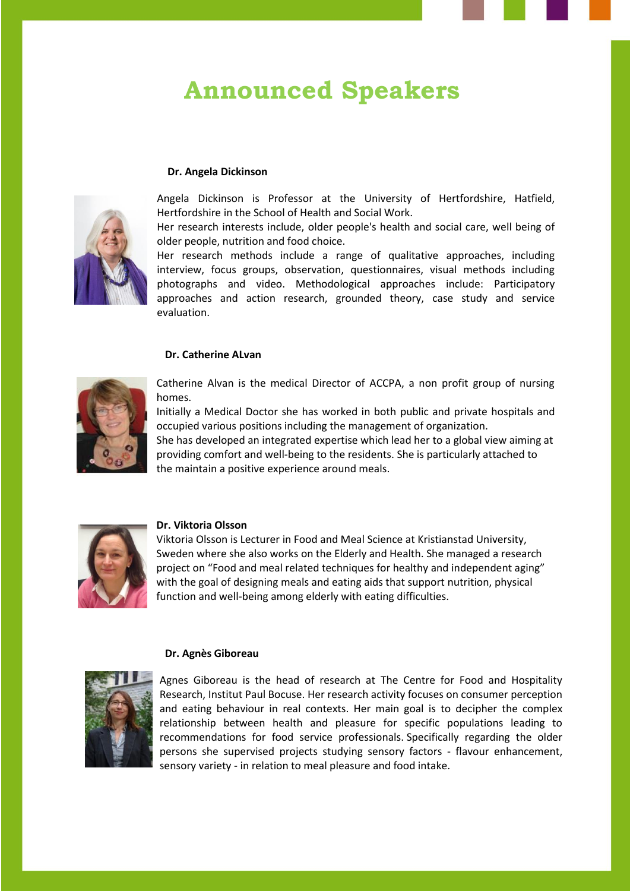# Announced Speakers

**Dr. Angela Dickinson**

Angela Dickinson is Professor at the University of Hertfordshire, Hatfield, Hertfordshire in the School of Health and Social Work.
Her research interests include, older people's health and social care, well being of older people, nutrition and food choice.
Her research methods include a range of qualitative approaches, including interview, focus groups, observation, questionnaires, visual methods including photographs and video. Methodological approaches include: Participatory approaches and action research, grounded theory, case study and service evaluation.

**Dr. Catherine ALvan**

Catherine Alvan is the medical Director of ACCPA, a non profit group of nursing homes.
Initially a Medical Doctor she has worked in both public and private hospitals and occupied various positions including the management of organization.
She has developed an integrated expertise which lead her to a global view aiming at providing comfort and well-being to the residents. She is particularly attached to the maintain a positive experience around meals.

**Dr. Viktoria Olsson**

Viktoria Olsson is Lecturer in Food and Meal Science at Kristianstad University, Sweden where she also works on the Elderly and Health. She managed a research project on “Food and meal related techniques for healthy and independent aging” with the goal of designing meals and eating aids that support nutrition, physical function and well-being among elderly with eating difficulties.

**Dr. Agnès Giboreau**

Agnes Giboreau is the head of research at The Centre for Food and Hospitality Research, Institut Paul Bocuse. Her research activity focuses on consumer perception and eating behaviour in real contexts. Her main goal is to decipher the complex relationship between health and pleasure for specific populations leading to recommendations for food service professionals. Specifically regarding the older persons she supervised projects studying sensory factors - flavour enhancement, sensory variety - in relation to meal pleasure and food intake.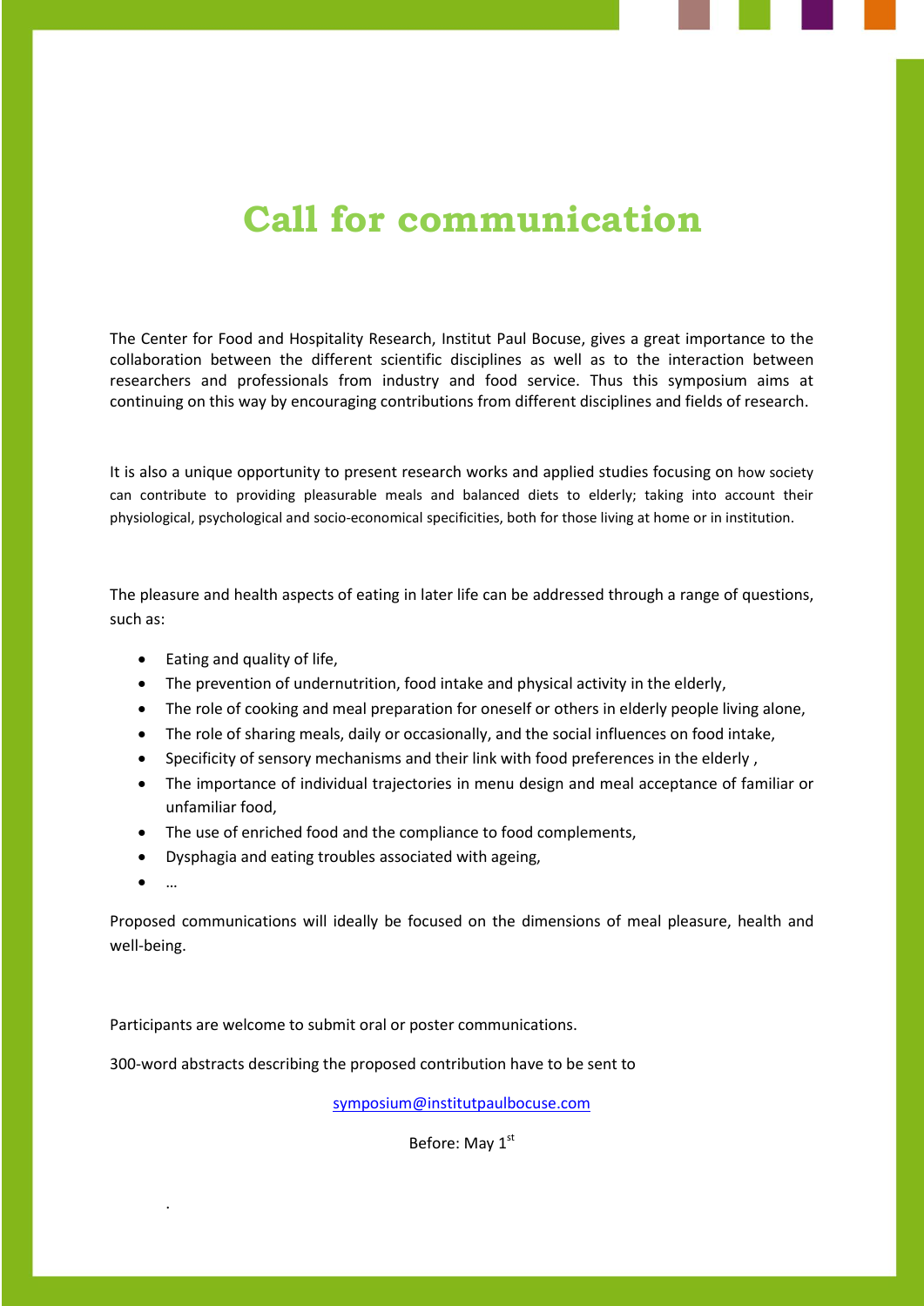# Call for communication

The Center for Food and Hospitality Research, Institut Paul Bocuse, gives a great importance to the collaboration between the different scientific disciplines as well as to the interaction between researchers and professionals from industry and food service. Thus this symposium aims at continuing on this way by encouraging contributions from different disciplines and fields of research.

It is also a unique opportunity to present research works and applied studies focusing on how society can contribute to providing pleasurable meals and balanced diets to elderly; taking into account their physiological, psychological and socio-economical specificities, both for those living at home or in institution.

The pleasure and health aspects of eating in later life can be addressed through a range of questions, such as:

- Eating and quality of life,
- The prevention of undernutrition, food intake and physical activity in the elderly,
- The role of cooking and meal preparation for oneself or others in elderly people living alone,
- The role of sharing meals, daily or occasionally, and the social influences on food intake,
- Specificity of sensory mechanisms and their link with food preferences in the elderly ,
- The importance of individual trajectories in menu design and meal acceptance of familiar or unfamiliar food,
- The use of enriched food and the compliance to food complements,
- Dysphagia and eating troubles associated with ageing,
- …

Proposed communications will ideally be focused on the dimensions of meal pleasure, health and well-being.

Participants are welcome to submit oral or poster communications.

300-word abstracts describing the proposed contribution have to be sent to

symposium@institutpaulbocuse.com

Before: May 1st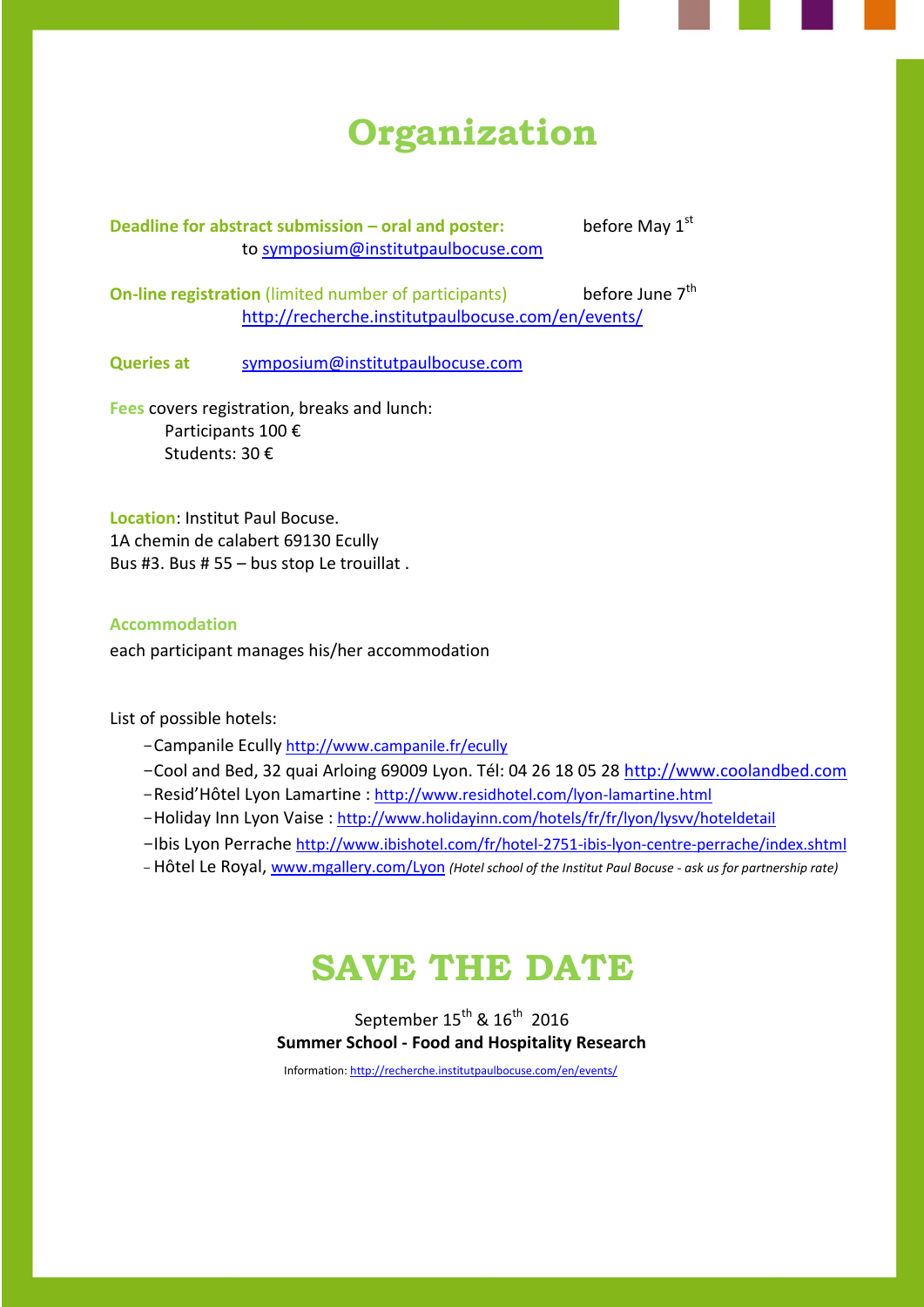# Organization

**Deadline for abstract submission – oral and poster:** before May 1st
to symposium@institutpaulbocuse.com

**On-line registration** (limited number of participants) before June 7th
http://recherche.institutpaulbocuse.com/en/events/

**Queries at** symposium@institutpaulbocuse.com

**Fees** covers registration, breaks and lunch:
Participants 100 €
Students: 30 €

**Location**: Institut Paul Bocuse.
1A chemin de calabert 69130 Ecully
Bus #3. Bus # 55 – bus stop Le trouillat .

**Accommodation**

each participant manages his/her accommodation

List of possible hotels:

- Campanile Ecully http://www.campanile.fr/ecully
- Cool and Bed, 32 quai Arloing 69009 Lyon. Tél: 04 26 18 05 28 http://www.coolandbed.com
- Resid'Hôtel Lyon Lamartine : http://www.residhotel.com/lyon-lamartine.html
- Holiday Inn Lyon Vaise : http://www.holidayinn.com/hotels/fr/fr/lyon/lysvv/hoteldetail
- Ibis Lyon Perrache http://www.ibishotel.com/fr/hotel-2751-ibis-lyon-centre-perrache/index.shtml
- Hôtel Le Royal, www.mgallery.com/Lyon *(Hotel school of the Institut Paul Bocuse - ask us for partnership rate)*

# SAVE THE DATE

September 15th & 16th 2016
**Summer School - Food and Hospitality Research**

Information: http://recherche.institutpaulbocuse.com/en/events/